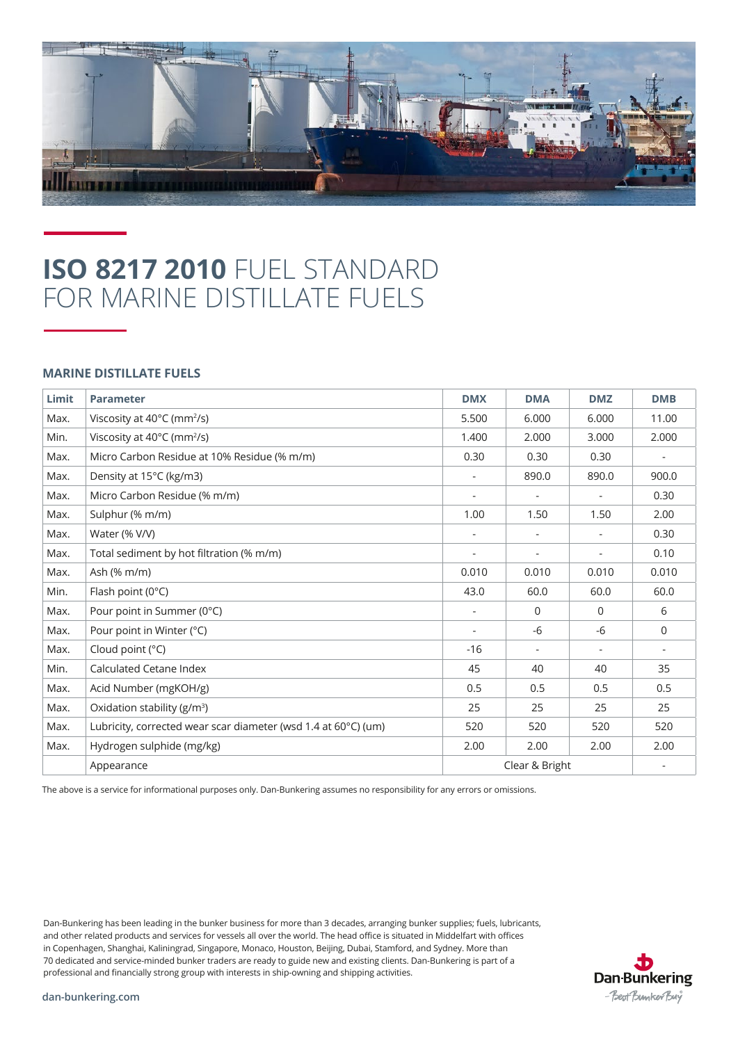# **ISO 8217 2010** FUEL STANDARD FOR MARINE DISTILLATE FUELS

## MARINE DISTILLATE FUELS

| Limit | Parameter | DMX | DMA | DMZ | DMB |
|---|---|---|---|---|---|
| Max. | Viscosity at 40°C ($mm^2/s$) | 5.500 | 6.000 | 6.000 | 11.00 |
| Min. | Viscosity at 40°C ($mm^2/s$) | 1.400 | 2.000 | 3.000 | 2.000 |
| Max. | Micro Carbon Residue at 10% Residue (% m/m) | 0.30 | 0.30 | 0.30 | - |
| Max. | Density at 15°C (kg/m3) | - | 890.0 | 890.0 | 900.0 |
| Max. | Micro Carbon Residue (% m/m) | - | - | - | 0.30 |
| Max. | Sulphur (% m/m) | 1.00 | 1.50 | 1.50 | 2.00 |
| Max. | Water (% V/V) | - | - | - | 0.30 |
| Max. | Total sediment by hot filtration (% m/m) | - | - | - | 0.10 |
| Max. | Ash (% m/m) | 0.010 | 0.010 | 0.010 | 0.010 |
| Min. | Flash point (0°C) | 43.0 | 60.0 | 60.0 | 60.0 |
| Max. | Pour point in Summer (0°C) | - | 0 | 0 | 6 |
| Max. | Pour point in Winter (°C) | - | -6 | -6 | 0 |
| Max. | Cloud point (°C) | -16 | - | - | - |
| Min. | Calculated Cetane Index | 45 | 40 | 40 | 35 |
| Max. | Acid Number (mgKOH/g) | 0.5 | 0.5 | 0.5 | 0.5 |
| Max. | Oxidation stability ($g/m^3$) | 25 | 25 | 25 | 25 |
| Max. | Lubricity, corrected wear scar diameter (wsd 1.4 at 60°C) (um) | 520 | 520 | 520 | 520 |
| Max. | Hydrogen sulphide (mg/kg) | 2.00 | 2.00 | 2.00 | 2.00 |
| | Appearance | Clear & Bright | | | - |

The above is a service for informational purposes only. Dan-Bunkering assumes no responsibility for any errors or omissions.

Dan-Bunkering has been leading in the bunker business for more than 3 decades, arranging bunker supplies; fuels, lubricants, and other related products and services for vessels all over the world. The head office is situated in Middelfart with offices in Copenhagen, Shanghai, Kaliningrad, Singapore, Monaco, Houston, Beijing, Dubai, Stamford, and Sydney. More than 70 dedicated and service-minded bunker traders are ready to guide new and existing clients. Dan-Bunkering is part of a professional and financially strong group with interests in ship-owning and shipping activities.

dan-bunkering.com

Dan-Bunkering – Best Bunker Buy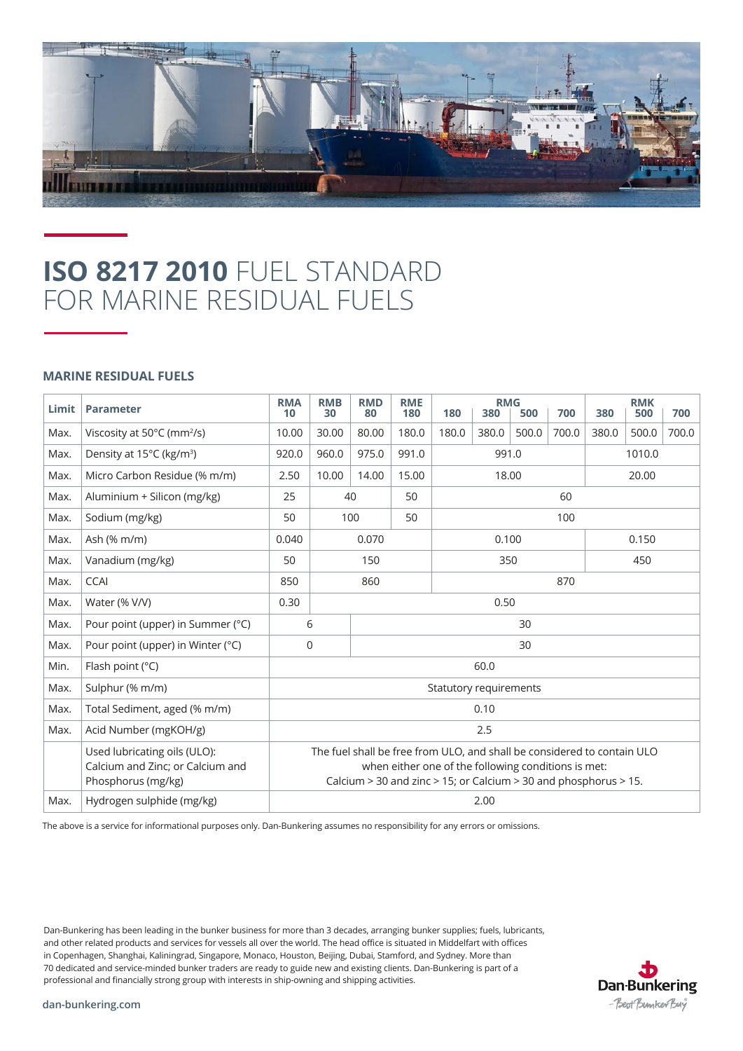# **ISO 8217 2010** FUEL STANDARD FOR MARINE RESIDUAL FUELS

## MARINE RESIDUAL FUELS

| Limit | Parameter | RMA 10 | RMB 30 | RMD 80 | RME 180 | RMG 180 | RMG 380 | RMG 500 | RMG 700 | RMK 380 | RMK 500 | RMK 700 |
|---|---|---|---|---|---|---|---|---|---|---|---|---|
| Max. | Viscosity at 50°C ($mm^2/s$) | 10.00 | 30.00 | 80.00 | 180.0 | 180.0 | 380.0 | 500.0 | 700.0 | 380.0 | 500.0 | 700.0 |
| Max. | Density at 15°C ($kg/m^3$) | 920.0 | 960.0 | 975.0 | 991.0 | 991.0 | | | | 1010.0 | | |
| Max. | Micro Carbon Residue (% m/m) | 2.50 | 10.00 | 14.00 | 15.00 | 18.00 | | | | 20.00 | | |
| Max. | Aluminium + Silicon (mg/kg) | 25 | 40 | | 50 | 60 | | | | | | |
| Max. | Sodium (mg/kg) | 50 | 100 | | 50 | 100 | | | | | | |
| Max. | Ash (% m/m) | 0.040 | 0.070 | | | 0.100 | | | | 0.150 | | |
| Max. | Vanadium (mg/kg) | 50 | 150 | | | 350 | | | | 450 | | |
| Max. | CCAI | 850 | 860 | | | 870 | | | | | | |
| Max. | Water (% V/V) | 0.30 | 0.50 | | | | | | | | | |
| Max. | Pour point (upper) in Summer (°C) | 6 | | 30 | | | | | | | | |
| Max. | Pour point (upper) in Winter (°C) | 0 | | 30 | | | | | | | | |
| Min. | Flash point (°C) | 60.0 | | | | | | | | | | |
| Max. | Sulphur (% m/m) | Statutory requirements | | | | | | | | | | |
| Max. | Total Sediment, aged (% m/m) | 0.10 | | | | | | | | | | |
| Max. | Acid Number (mgKOH/g) | 2.5 | | | | | | | | | | |
| | Used lubricating oils (ULO): Calcium and Zinc; or Calcium and Phosphorus (mg/kg) | The fuel shall be free from ULO, and shall be considered to contain ULO when either one of the following conditions is met: Calcium > 30 and zinc > 15; or Calcium > 30 and phosphorus > 15. | | | | | | | | | | |
| Max. | Hydrogen sulphide (mg/kg) | 2.00 | | | | | | | | | | |

The above is a service for informational purposes only. Dan-Bunkering assumes no responsibility for any errors or omissions.

Dan-Bunkering has been leading in the bunker business for more than 3 decades, arranging bunker supplies; fuels, lubricants, and other related products and services for vessels all over the world. The head office is situated in Middelfart with offices in Copenhagen, Shanghai, Kaliningrad, Singapore, Monaco, Houston, Beijing, Dubai, Stamford, and Sydney. More than 70 dedicated and service-minded bunker traders are ready to guide new and existing clients. Dan-Bunkering is part of a professional and financially strong group with interests in ship-owning and shipping activities.

dan-bunkering.com

Dan-Bunkering
- Best Bunker Buy